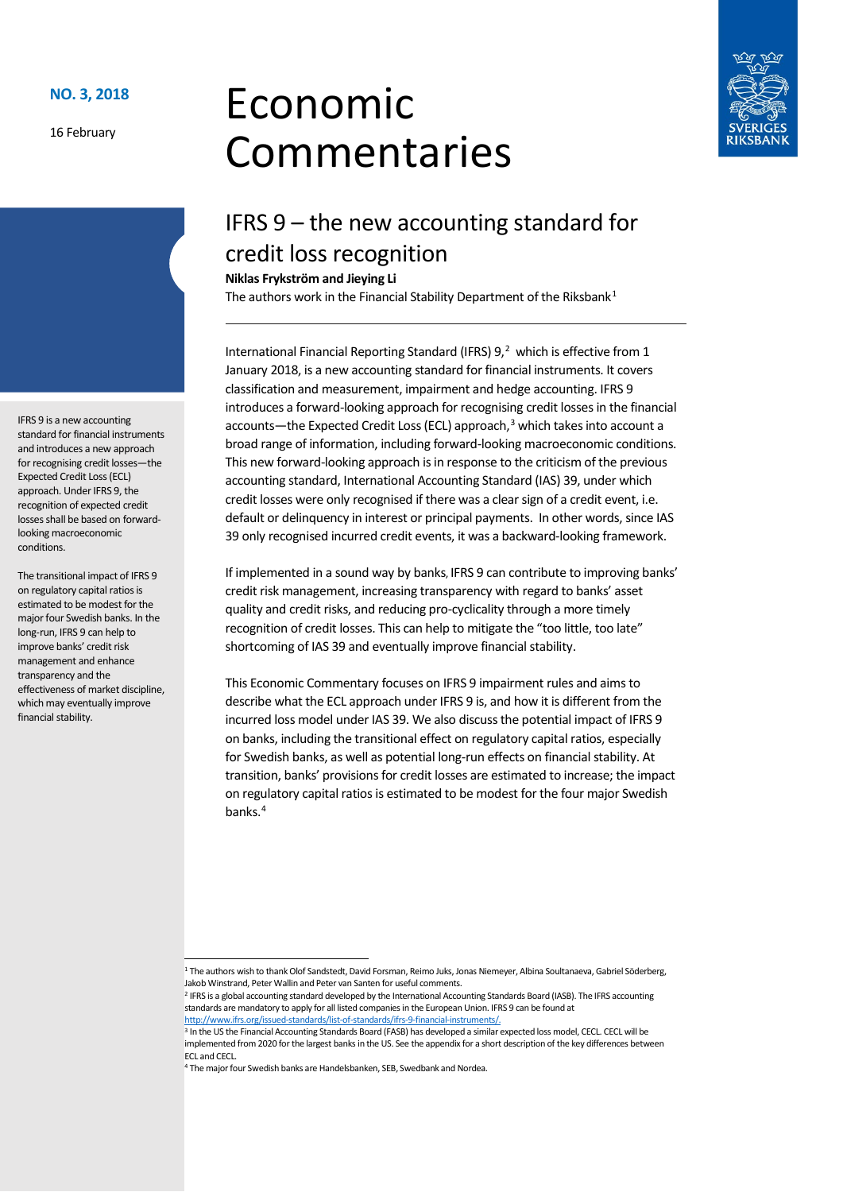NO. 3, 2018

16 February

# Economic Commentaries

## IFRS 9 – the new accounting standard for credit loss recognition

**Niklas Frykström and Jieying Li**

The authors work in the Financial Stability Department of the Riksbank[1]

IFRS 9 is a new accounting standard for financial instruments and introduces a new approach for recognising credit losses—the Expected Credit Loss (ECL) approach. Under IFRS 9, the recognition of expected credit losses shall be based on forward-looking macroeconomic conditions.

The transitional impact of IFRS 9 on regulatory capital ratios is estimated to be modest for the major four Swedish banks. In the long-run, IFRS 9 can help to improve banks' credit risk management and enhance transparency and the effectiveness of market discipline, which may eventually improve financial stability.

International Financial Reporting Standard (IFRS) 9,[2] which is effective from 1 January 2018, is a new accounting standard for financial instruments. It covers classification and measurement, impairment and hedge accounting. IFRS 9 introduces a forward-looking approach for recognising credit losses in the financial accounts—the Expected Credit Loss (ECL) approach,[3] which takes into account a broad range of information, including forward-looking macroeconomic conditions. This new forward-looking approach is in response to the criticism of the previous accounting standard, International Accounting Standard (IAS) 39, under which credit losses were only recognised if there was a clear sign of a credit event, i.e. default or delinquency in interest or principal payments. In other words, since IAS 39 only recognised incurred credit events, it was a backward-looking framework.

If implemented in a sound way by banks, IFRS 9 can contribute to improving banks' credit risk management, increasing transparency with regard to banks' asset quality and credit risks, and reducing pro-cyclicality through a more timely recognition of credit losses. This can help to mitigate the "too little, too late" shortcoming of IAS 39 and eventually improve financial stability.

This Economic Commentary focuses on IFRS 9 impairment rules and aims to describe what the ECL approach under IFRS 9 is, and how it is different from the incurred loss model under IAS 39. We also discuss the potential impact of IFRS 9 on banks, including the transitional effect on regulatory capital ratios, especially for Swedish banks, as well as potential long-run effects on financial stability. At transition, banks' provisions for credit losses are estimated to increase; the impact on regulatory capital ratios is estimated to be modest for the four major Swedish banks.[4]

---

[1] The authors wish to thank Olof Sandstedt, David Forsman, Reimo Juks, Jonas Niemeyer, Albina Soultanaeva, Gabriel Söderberg, Jakob Winstrand, Peter Wallin and Peter van Santen for useful comments.

[2] IFRS is a global accounting standard developed by the International Accounting Standards Board (IASB). The IFRS accounting standards are mandatory to apply for all listed companies in the European Union. IFRS 9 can be found at http://www.ifrs.org/issued-standards/list-of-standards/ifrs-9-financial-instruments/.

[3] In the US the Financial Accounting Standards Board (FASB) has developed a similar expected loss model, CECL. CECL will be implemented from 2020 for the largest banks in the US. See the appendix for a short description of the key differences between ECL and CECL.

[4] The major four Swedish banks are Handelsbanken, SEB, Swedbank and Nordea.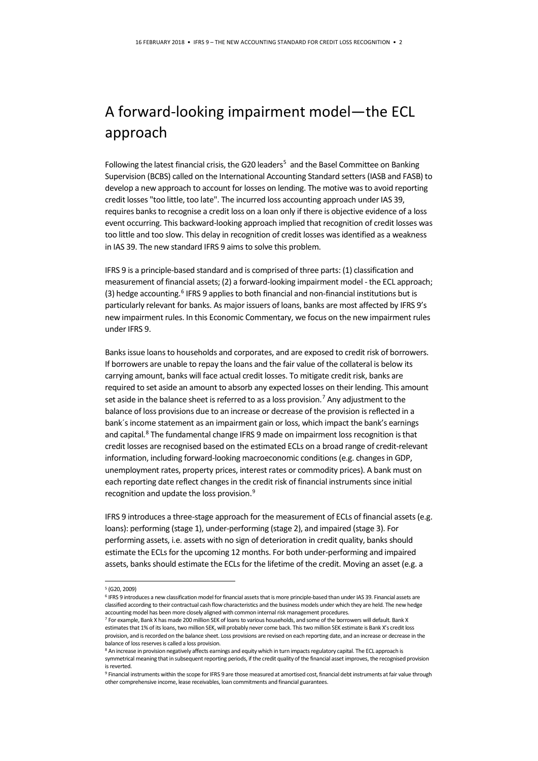# A forward-looking impairment model—the ECL approach

Following the latest financial crisis, the G20 leaders[5] and the Basel Committee on Banking Supervision (BCBS) called on the International Accounting Standard setters (IASB and FASB) to develop a new approach to account for losses on lending. The motive was to avoid reporting credit losses "too little, too late". The incurred loss accounting approach under IAS 39, requires banks to recognise a credit loss on a loan only if there is objective evidence of a loss event occurring. This backward-looking approach implied that recognition of credit losses was too little and too slow. This delay in recognition of credit losses was identified as a weakness in IAS 39. The new standard IFRS 9 aims to solve this problem.

IFRS 9 is a principle-based standard and is comprised of three parts: (1) classification and measurement of financial assets; (2) a forward-looking impairment model - the ECL approach; (3) hedge accounting.[6] IFRS 9 applies to both financial and non-financial institutions but is particularly relevant for banks. As major issuers of loans, banks are most affected by IFRS 9's new impairment rules. In this Economic Commentary, we focus on the new impairment rules under IFRS 9.

Banks issue loans to households and corporates, and are exposed to credit risk of borrowers. If borrowers are unable to repay the loans and the fair value of the collateral is below its carrying amount, banks will face actual credit losses. To mitigate credit risk, banks are required to set aside an amount to absorb any expected losses on their lending. This amount set aside in the balance sheet is referred to as a loss provision.[7] Any adjustment to the balance of loss provisions due to an increase or decrease of the provision is reflected in a bank´s income statement as an impairment gain or loss, which impact the bank's earnings and capital.[8] The fundamental change IFRS 9 made on impairment loss recognition is that credit losses are recognised based on the estimated ECLs on a broad range of credit-relevant information, including forward-looking macroeconomic conditions (e.g. changes in GDP, unemployment rates, property prices, interest rates or commodity prices). A bank must on each reporting date reflect changes in the credit risk of financial instruments since initial recognition and update the loss provision.[9]

IFRS 9 introduces a three-stage approach for the measurement of ECLs of financial assets (e.g. loans): performing (stage 1), under-performing (stage 2), and impaired (stage 3). For performing assets, i.e. assets with no sign of deterioration in credit quality, banks should estimate the ECLs for the upcoming 12 months. For both under-performing and impaired assets, banks should estimate the ECLs for the lifetime of the credit. Moving an asset (e.g. a

---

[5] (G20, 2009)

[6] IFRS 9 introduces a new classification model for financial assets that is more principle-based than under IAS 39. Financial assets are classified according to their contractual cash flow characteristics and the business models under which they are held. The new hedge accounting model has been more closely aligned with common internal risk management procedures.

[7] For example, Bank X has made 200 million SEK of loans to various households, and some of the borrowers will default. Bank X estimates that 1% of its loans, two million SEK, will probably never come back. This two million SEK estimate is Bank X's credit loss provision, and is recorded on the balance sheet. Loss provisions are revised on each reporting date, and an increase or decrease in the balance of loss reserves is called a loss provision.

[8] An increase in provision negatively affects earnings and equity which in turn impacts regulatory capital. The ECL approach is symmetrical meaning that in subsequent reporting periods, if the credit quality of the financial asset improves, the recognised provision is reverted.

[9] Financial instruments within the scope for IFRS 9 are those measured at amortised cost, financial debt instruments at fair value through other comprehensive income, lease receivables, loan commitments and financial guarantees.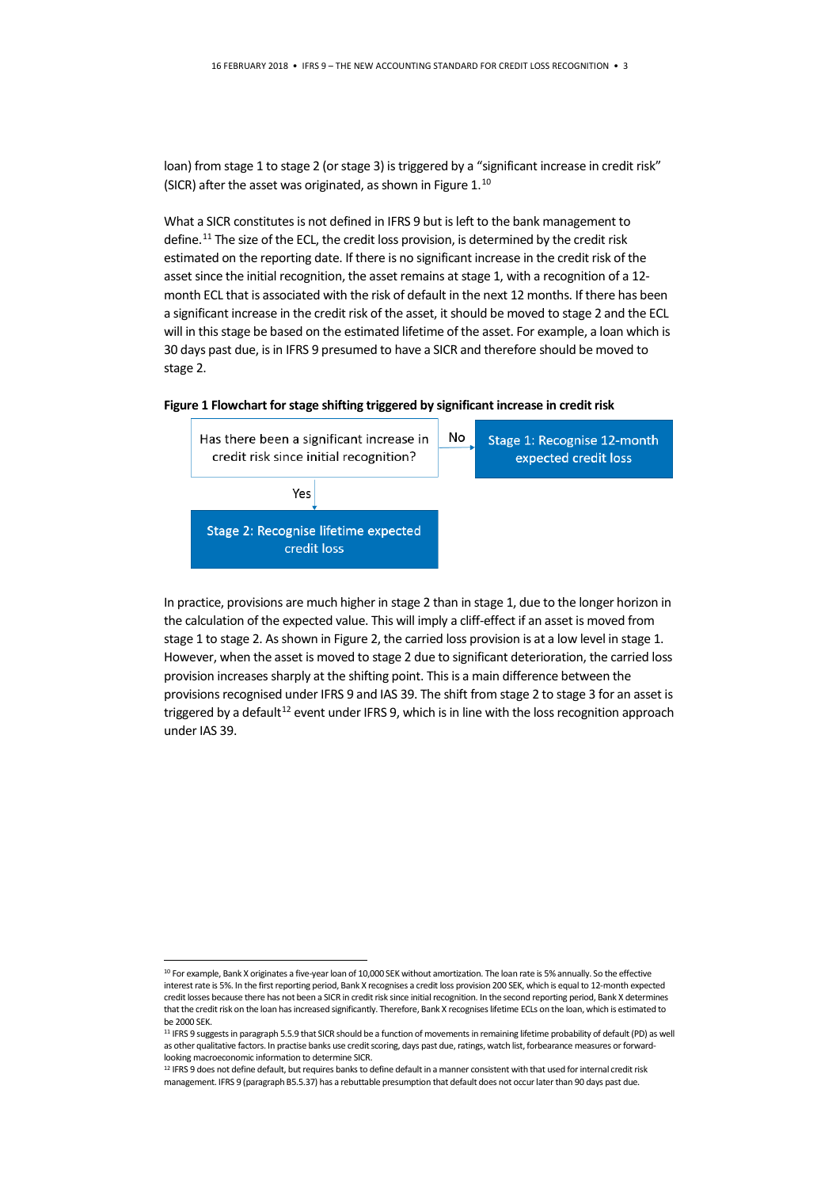loan) from stage 1 to stage 2 (or stage 3) is triggered by a "significant increase in credit risk" (SICR) after the asset was originated, as shown in Figure 1.[10]

What a SICR constitutes is not defined in IFRS 9 but is left to the bank management to define.[11] The size of the ECL, the credit loss provision, is determined by the credit risk estimated on the reporting date. If there is no significant increase in the credit risk of the asset since the initial recognition, the asset remains at stage 1, with a recognition of a 12-month ECL that is associated with the risk of default in the next 12 months. If there has been a significant increase in the credit risk of the asset, it should be moved to stage 2 and the ECL will in this stage be based on the estimated lifetime of the asset. For example, a loan which is 30 days past due, is in IFRS 9 presumed to have a SICR and therefore should be moved to stage 2.

**Figure 1 Flowchart for stage shifting triggered by significant increase in credit risk**

Has there been a significant increase in credit risk since initial recognition?

- No → Stage 1: Recognise 12-month expected credit loss
- Yes → Stage 2: Recognise lifetime expected credit loss

In practice, provisions are much higher in stage 2 than in stage 1, due to the longer horizon in the calculation of the expected value. This will imply a cliff-effect if an asset is moved from stage 1 to stage 2. As shown in Figure 2, the carried loss provision is at a low level in stage 1. However, when the asset is moved to stage 2 due to significant deterioration, the carried loss provision increases sharply at the shifting point. This is a main difference between the provisions recognised under IFRS 9 and IAS 39. The shift from stage 2 to stage 3 for an asset is triggered by a default[12] event under IFRS 9, which is in line with the loss recognition approach under IAS 39.

---

[10] For example, Bank X originates a five-year loan of 10,000 SEK without amortization. The loan rate is 5% annually. So the effective interest rate is 5%. In the first reporting period, Bank X recognises a credit loss provision 200 SEK, which is equal to 12-month expected credit losses because there has not been a SICR in credit risk since initial recognition. In the second reporting period, Bank X determines that the credit risk on the loan has increased significantly. Therefore, Bank X recognises lifetime ECLs on the loan, which is estimated to be 2000 SEK.

[11] IFRS 9 suggests in paragraph 5.5.9 that SICR should be a function of movements in remaining lifetime probability of default (PD) as well as other qualitative factors. In practise banks use credit scoring, days past due, ratings, watch list, forbearance measures or forward-looking macroeconomic information to determine SICR.

[12] IFRS 9 does not define default, but requires banks to define default in a manner consistent with that used for internal credit risk management. IFRS 9 (paragraph B5.5.37) has a rebuttable presumption that default does not occur later than 90 days past due.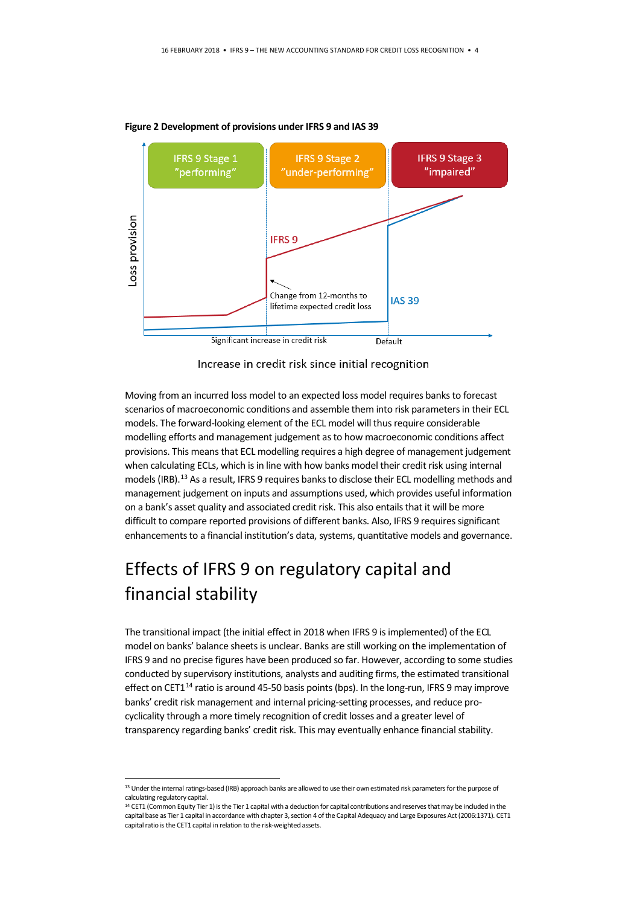**Figure 2 Development of provisions under IFRS 9 and IAS 39**

IFRS 9 Stage 1 "performing"

IFRS 9 Stage 2 "under-performing"

IFRS 9 Stage 3 "impaired"

Loss provision

IFRS 9

Change from 12-months to lifetime expected credit loss

IAS 39

Significant increase in credit risk

Default

Increase in credit risk since initial recognition

Moving from an incurred loss model to an expected loss model requires banks to forecast scenarios of macroeconomic conditions and assemble them into risk parameters in their ECL models. The forward-looking element of the ECL model will thus require considerable modelling efforts and management judgement as to how macroeconomic conditions affect provisions. This means that ECL modelling requires a high degree of management judgement when calculating ECLs, which is in line with how banks model their credit risk using internal models (IRB).[13] As a result, IFRS 9 requires banks to disclose their ECL modelling methods and management judgement on inputs and assumptions used, which provides useful information on a bank's asset quality and associated credit risk. This also entails that it will be more difficult to compare reported provisions of different banks. Also, IFRS 9 requires significant enhancements to a financial institution's data, systems, quantitative models and governance.

# Effects of IFRS 9 on regulatory capital and financial stability

The transitional impact (the initial effect in 2018 when IFRS 9 is implemented) of the ECL model on banks' balance sheets is unclear. Banks are still working on the implementation of IFRS 9 and no precise figures have been produced so far. However, according to some studies conducted by supervisory institutions, analysts and auditing firms, the estimated transitional effect on CET1[14] ratio is around 45-50 basis points (bps). In the long-run, IFRS 9 may improve banks' credit risk management and internal pricing-setting processes, and reduce pro-cyclicality through a more timely recognition of credit losses and a greater level of transparency regarding banks' credit risk. This may eventually enhance financial stability.

---

[13] Under the internal ratings-based (IRB) approach banks are allowed to use their own estimated risk parameters for the purpose of calculating regulatory capital.

[14] CET1 (Common Equity Tier 1) is the Tier 1 capital with a deduction for capital contributions and reserves that may be included in the capital base as Tier 1 capital in accordance with chapter 3, section 4 of the Capital Adequacy and Large Exposures Act (2006:1371). CET1 capital ratio is the CET1 capital in relation to the risk-weighted assets.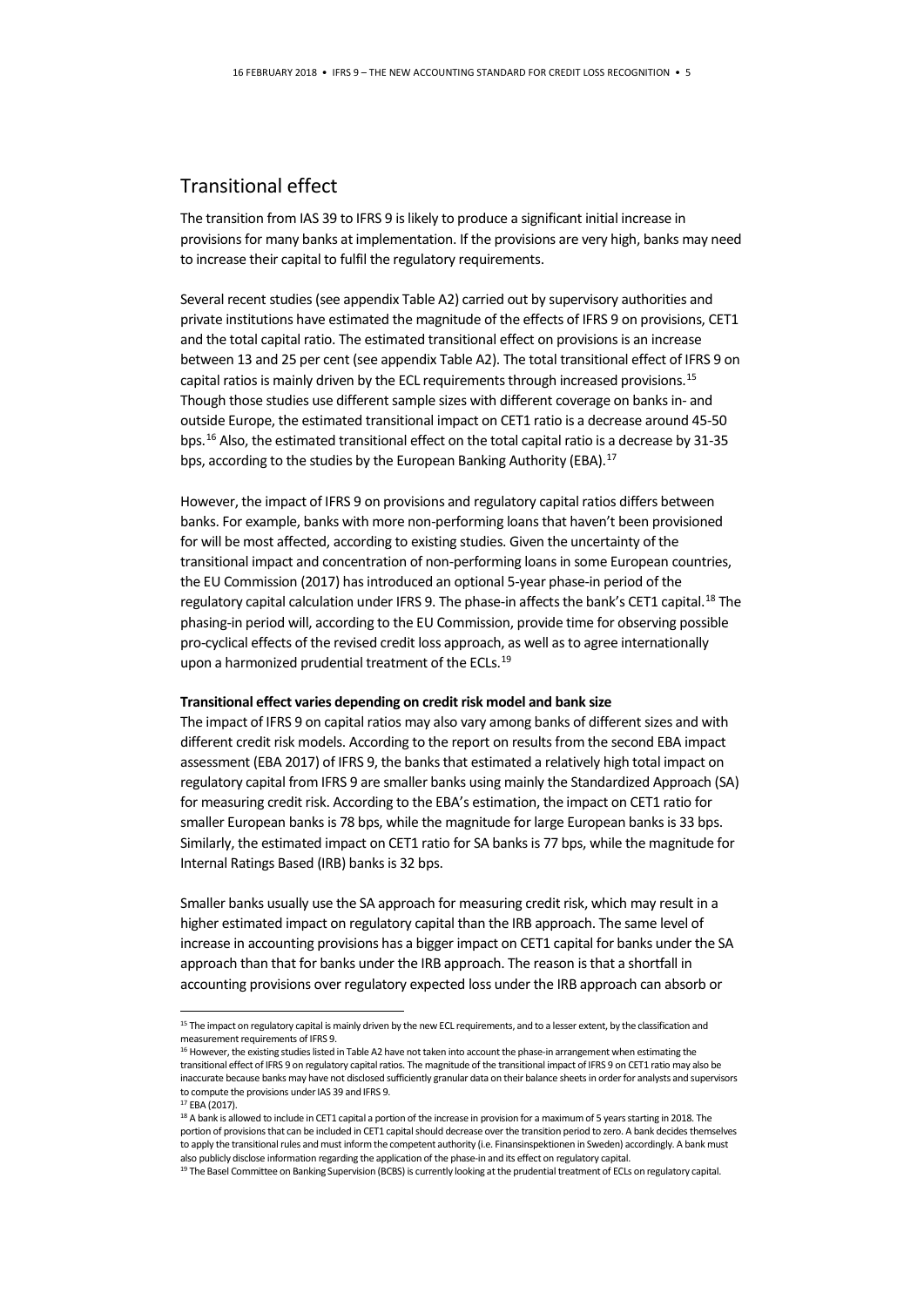## Transitional effect

The transition from IAS 39 to IFRS 9 is likely to produce a significant initial increase in provisions for many banks at implementation. If the provisions are very high, banks may need to increase their capital to fulfil the regulatory requirements.

Several recent studies (see appendix Table A2) carried out by supervisory authorities and private institutions have estimated the magnitude of the effects of IFRS 9 on provisions, CET1 and the total capital ratio. The estimated transitional effect on provisions is an increase between 13 and 25 per cent (see appendix Table A2). The total transitional effect of IFRS 9 on capital ratios is mainly driven by the ECL requirements through increased provisions.[15] Though those studies use different sample sizes with different coverage on banks in- and outside Europe, the estimated transitional impact on CET1 ratio is a decrease around 45-50 bps.[16] Also, the estimated transitional effect on the total capital ratio is a decrease by 31-35 bps, according to the studies by the European Banking Authority (EBA).[17]

However, the impact of IFRS 9 on provisions and regulatory capital ratios differs between banks. For example, banks with more non-performing loans that haven't been provisioned for will be most affected, according to existing studies. Given the uncertainty of the transitional impact and concentration of non-performing loans in some European countries, the EU Commission (2017) has introduced an optional 5-year phase-in period of the regulatory capital calculation under IFRS 9. The phase-in affects the bank's CET1 capital.[18] The phasing-in period will, according to the EU Commission, provide time for observing possible pro-cyclical effects of the revised credit loss approach, as well as to agree internationally upon a harmonized prudential treatment of the ECLs.[19]

**Transitional effect varies depending on credit risk model and bank size**

The impact of IFRS 9 on capital ratios may also vary among banks of different sizes and with different credit risk models. According to the report on results from the second EBA impact assessment (EBA 2017) of IFRS 9, the banks that estimated a relatively high total impact on regulatory capital from IFRS 9 are smaller banks using mainly the Standardized Approach (SA) for measuring credit risk. According to the EBA's estimation, the impact on CET1 ratio for smaller European banks is 78 bps, while the magnitude for large European banks is 33 bps. Similarly, the estimated impact on CET1 ratio for SA banks is 77 bps, while the magnitude for Internal Ratings Based (IRB) banks is 32 bps.

Smaller banks usually use the SA approach for measuring credit risk, which may result in a higher estimated impact on regulatory capital than the IRB approach. The same level of increase in accounting provisions has a bigger impact on CET1 capital for banks under the SA approach than that for banks under the IRB approach. The reason is that a shortfall in accounting provisions over regulatory expected loss under the IRB approach can absorb or

---

[15] The impact on regulatory capital is mainly driven by the new ECL requirements, and to a lesser extent, by the classification and measurement requirements of IFRS 9.

[16] However, the existing studies listed in Table A2 have not taken into account the phase-in arrangement when estimating the transitional effect of IFRS 9 on regulatory capital ratios. The magnitude of the transitional impact of IFRS 9 on CET1 ratio may also be inaccurate because banks may have not disclosed sufficiently granular data on their balance sheets in order for analysts and supervisors to compute the provisions under IAS 39 and IFRS 9.

[17] EBA (2017).

[18] A bank is allowed to include in CET1 capital a portion of the increase in provision for a maximum of 5 years starting in 2018. The portion of provisions that can be included in CET1 capital should decrease over the transition period to zero. A bank decides themselves to apply the transitional rules and must inform the competent authority (i.e. Finansinspektionen in Sweden) accordingly. A bank must also publicly disclose information regarding the application of the phase-in and its effect on regulatory capital.

[19] The Basel Committee on Banking Supervision (BCBS) is currently looking at the prudential treatment of ECLs on regulatory capital.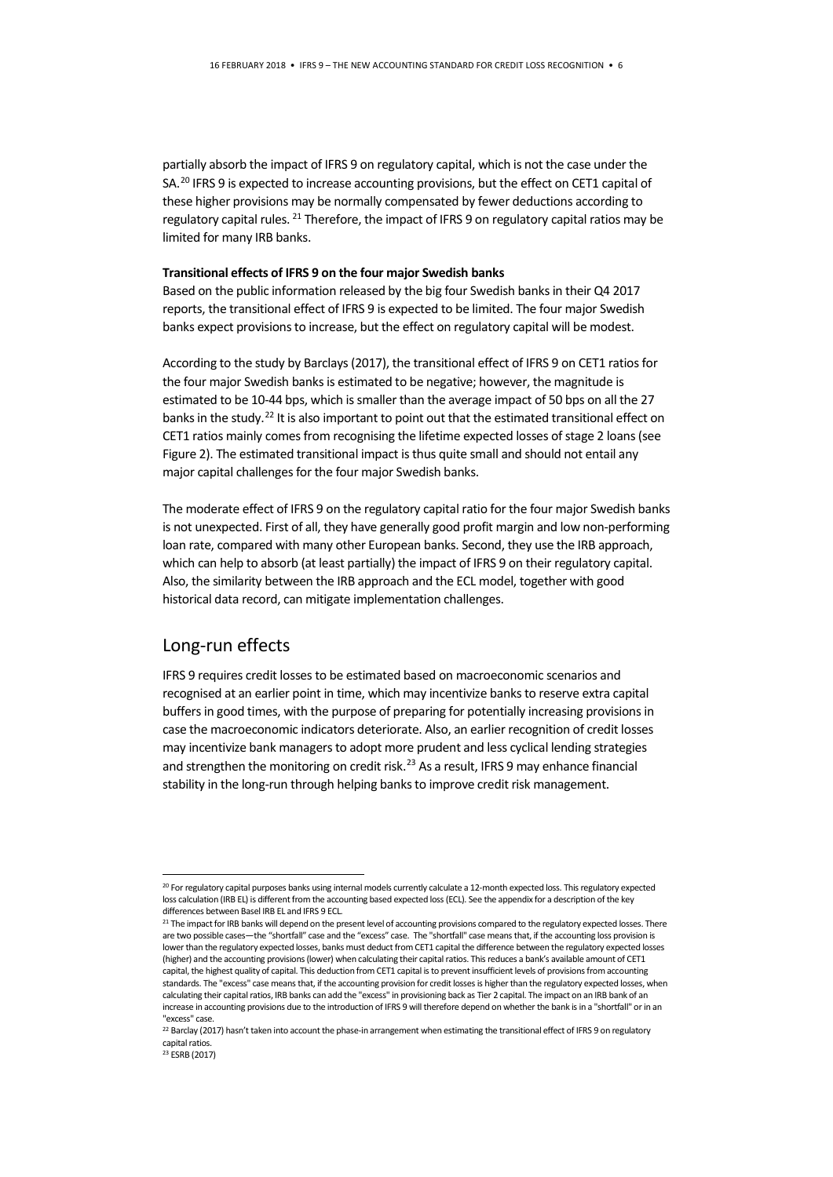partially absorb the impact of IFRS 9 on regulatory capital, which is not the case under the SA.[20] IFRS 9 is expected to increase accounting provisions, but the effect on CET1 capital of these higher provisions may be normally compensated by fewer deductions according to regulatory capital rules. [21] Therefore, the impact of IFRS 9 on regulatory capital ratios may be limited for many IRB banks.

**Transitional effects of IFRS 9 on the four major Swedish banks**

Based on the public information released by the big four Swedish banks in their Q4 2017 reports, the transitional effect of IFRS 9 is expected to be limited. The four major Swedish banks expect provisions to increase, but the effect on regulatory capital will be modest.

According to the study by Barclays (2017), the transitional effect of IFRS 9 on CET1 ratios for the four major Swedish banks is estimated to be negative; however, the magnitude is estimated to be 10-44 bps, which is smaller than the average impact of 50 bps on all the 27 banks in the study.[22] It is also important to point out that the estimated transitional effect on CET1 ratios mainly comes from recognising the lifetime expected losses of stage 2 loans (see Figure 2). The estimated transitional impact is thus quite small and should not entail any major capital challenges for the four major Swedish banks.

The moderate effect of IFRS 9 on the regulatory capital ratio for the four major Swedish banks is not unexpected. First of all, they have generally good profit margin and low non-performing loan rate, compared with many other European banks. Second, they use the IRB approach, which can help to absorb (at least partially) the impact of IFRS 9 on their regulatory capital. Also, the similarity between the IRB approach and the ECL model, together with good historical data record, can mitigate implementation challenges.

## Long-run effects

IFRS 9 requires credit losses to be estimated based on macroeconomic scenarios and recognised at an earlier point in time, which may incentivize banks to reserve extra capital buffers in good times, with the purpose of preparing for potentially increasing provisions in case the macroeconomic indicators deteriorate. Also, an earlier recognition of credit losses may incentivize bank managers to adopt more prudent and less cyclical lending strategies and strengthen the monitoring on credit risk.[23] As a result, IFRS 9 may enhance financial stability in the long-run through helping banks to improve credit risk management.

---

[20] For regulatory capital purposes banks using internal models currently calculate a 12-month expected loss. This regulatory expected loss calculation (IRB EL) is different from the accounting based expected loss (ECL). See the appendix for a description of the key differences between Basel IRB EL and IFRS 9 ECL.

[21] The impact for IRB banks will depend on the present level of accounting provisions compared to the regulatory expected losses. There are two possible cases—the "shortfall" case and the "excess" case. The "shortfall" case means that, if the accounting loss provision is lower than the regulatory expected losses, banks must deduct from CET1 capital the difference between the regulatory expected losses (higher) and the accounting provisions (lower) when calculating their capital ratios. This reduces a bank's available amount of CET1 capital, the highest quality of capital. This deduction from CET1 capital is to prevent insufficient levels of provisions from accounting standards. The "excess" case means that, if the accounting provision for credit losses is higher than the regulatory expected losses, when calculating their capital ratios, IRB banks can add the "excess" in provisioning back as Tier 2 capital. The impact on an IRB bank of an increase in accounting provisions due to the introduction of IFRS 9 will therefore depend on whether the bank is in a "shortfall" or in an "excess" case.

[22] Barclay (2017) hasn't taken into account the phase-in arrangement when estimating the transitional effect of IFRS 9 on regulatory capital ratios.

[23] ESRB (2017)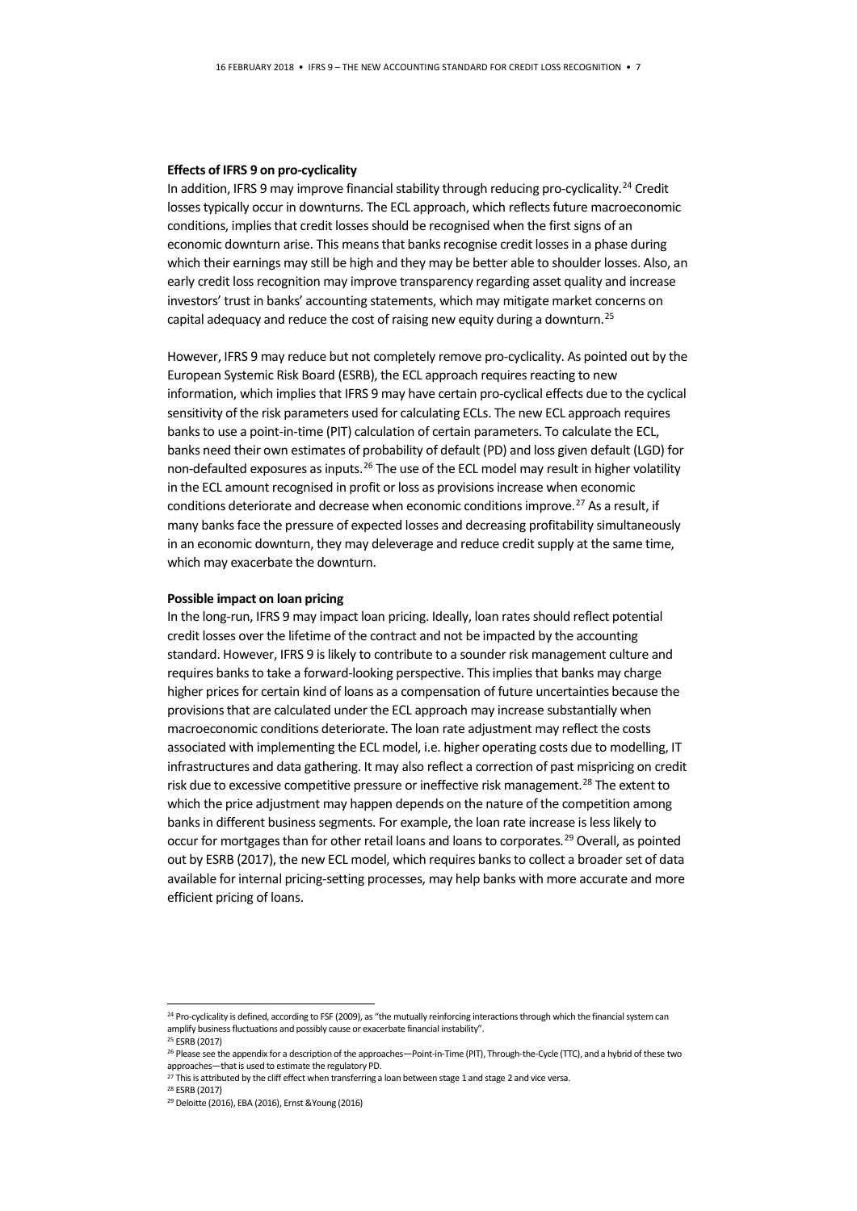**Effects of IFRS 9 on pro-cyclicality**

In addition, IFRS 9 may improve financial stability through reducing pro-cyclicality.[24] Credit losses typically occur in downturns. The ECL approach, which reflects future macroeconomic conditions, implies that credit losses should be recognised when the first signs of an economic downturn arise. This means that banks recognise credit losses in a phase during which their earnings may still be high and they may be better able to shoulder losses. Also, an early credit loss recognition may improve transparency regarding asset quality and increase investors' trust in banks' accounting statements, which may mitigate market concerns on capital adequacy and reduce the cost of raising new equity during a downturn.[25]

However, IFRS 9 may reduce but not completely remove pro-cyclicality. As pointed out by the European Systemic Risk Board (ESRB), the ECL approach requires reacting to new information, which implies that IFRS 9 may have certain pro-cyclical effects due to the cyclical sensitivity of the risk parameters used for calculating ECLs. The new ECL approach requires banks to use a point-in-time (PIT) calculation of certain parameters. To calculate the ECL, banks need their own estimates of probability of default (PD) and loss given default (LGD) for non-defaulted exposures as inputs.[26] The use of the ECL model may result in higher volatility in the ECL amount recognised in profit or loss as provisions increase when economic conditions deteriorate and decrease when economic conditions improve.[27] As a result, if many banks face the pressure of expected losses and decreasing profitability simultaneously in an economic downturn, they may deleverage and reduce credit supply at the same time, which may exacerbate the downturn.

**Possible impact on loan pricing**

In the long-run, IFRS 9 may impact loan pricing. Ideally, loan rates should reflect potential credit losses over the lifetime of the contract and not be impacted by the accounting standard. However, IFRS 9 is likely to contribute to a sounder risk management culture and requires banks to take a forward-looking perspective. This implies that banks may charge higher prices for certain kind of loans as a compensation of future uncertainties because the provisions that are calculated under the ECL approach may increase substantially when macroeconomic conditions deteriorate. The loan rate adjustment may reflect the costs associated with implementing the ECL model, i.e. higher operating costs due to modelling, IT infrastructures and data gathering. It may also reflect a correction of past mispricing on credit risk due to excessive competitive pressure or ineffective risk management.[28] The extent to which the price adjustment may happen depends on the nature of the competition among banks in different business segments. For example, the loan rate increase is less likely to occur for mortgages than for other retail loans and loans to corporates.[29] Overall, as pointed out by ESRB (2017), the new ECL model, which requires banks to collect a broader set of data available for internal pricing-setting processes, may help banks with more accurate and more efficient pricing of loans.

---

[24] Pro-cyclicality is defined, according to FSF (2009), as "the mutually reinforcing interactions through which the financial system can amplify business fluctuations and possibly cause or exacerbate financial instability".

[25] ESRB (2017)

[26] Please see the appendix for a description of the approaches—Point-in-Time (PIT), Through-the-Cycle (TTC), and a hybrid of these two approaches—that is used to estimate the regulatory PD.

[27] This is attributed by the cliff effect when transferring a loan between stage 1 and stage 2 and vice versa.

[28] ESRB (2017)

[29] Deloitte (2016), EBA (2016), Ernst &Young (2016)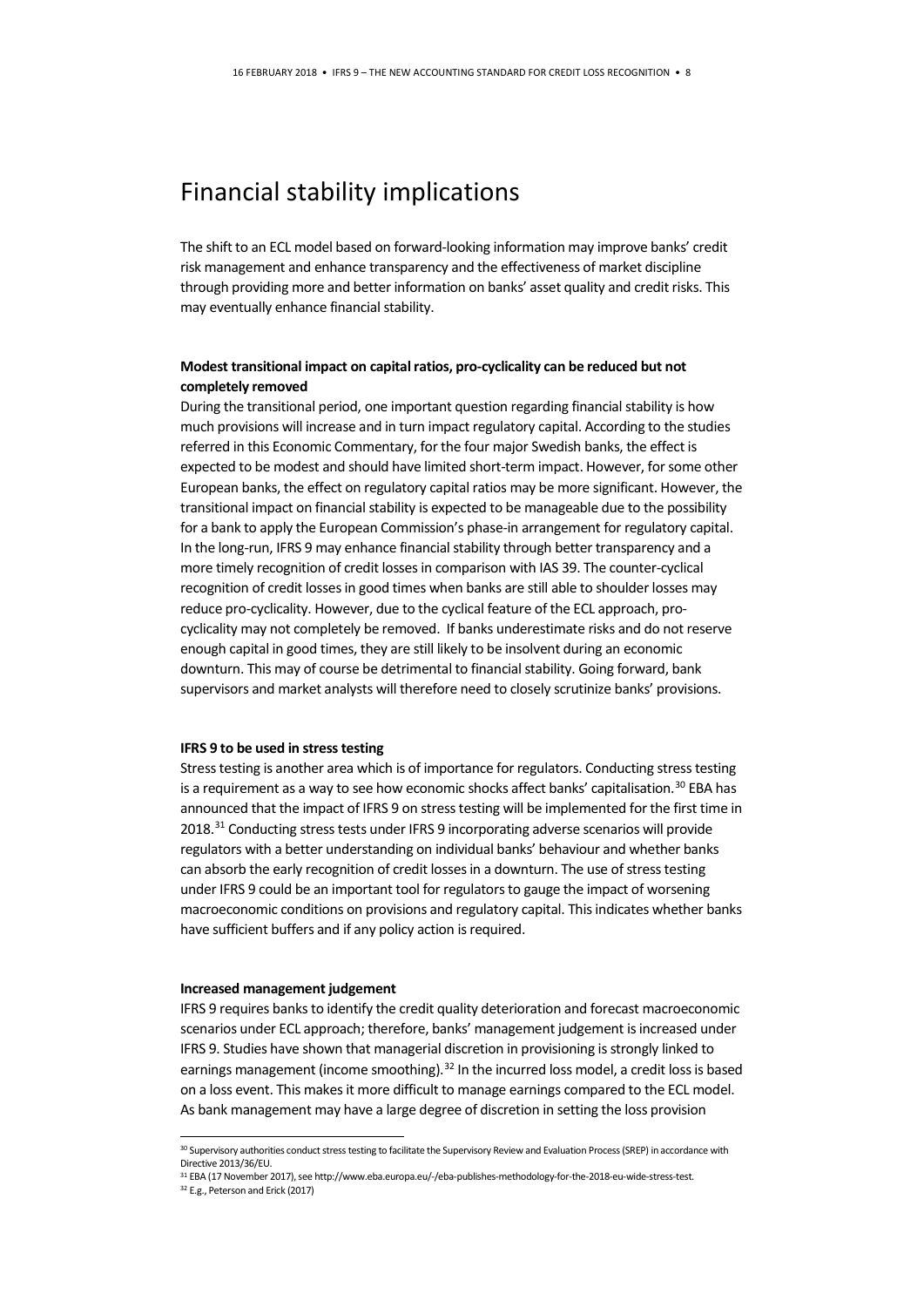# Financial stability implications

The shift to an ECL model based on forward-looking information may improve banks' credit risk management and enhance transparency and the effectiveness of market discipline through providing more and better information on banks' asset quality and credit risks. This may eventually enhance financial stability.

**Modest transitional impact on capital ratios, pro-cyclicality can be reduced but not completely removed**

During the transitional period, one important question regarding financial stability is how much provisions will increase and in turn impact regulatory capital. According to the studies referred in this Economic Commentary, for the four major Swedish banks, the effect is expected to be modest and should have limited short-term impact. However, for some other European banks, the effect on regulatory capital ratios may be more significant. However, the transitional impact on financial stability is expected to be manageable due to the possibility for a bank to apply the European Commission's phase-in arrangement for regulatory capital. In the long-run, IFRS 9 may enhance financial stability through better transparency and a more timely recognition of credit losses in comparison with IAS 39. The counter-cyclical recognition of credit losses in good times when banks are still able to shoulder losses may reduce pro-cyclicality. However, due to the cyclical feature of the ECL approach, pro-cyclicality may not completely be removed. If banks underestimate risks and do not reserve enough capital in good times, they are still likely to be insolvent during an economic downturn. This may of course be detrimental to financial stability. Going forward, bank supervisors and market analysts will therefore need to closely scrutinize banks' provisions.

**IFRS 9 to be used in stress testing**

Stress testing is another area which is of importance for regulators. Conducting stress testing is a requirement as a way to see how economic shocks affect banks' capitalisation.[30] EBA has announced that the impact of IFRS 9 on stress testing will be implemented for the first time in 2018.[31] Conducting stress tests under IFRS 9 incorporating adverse scenarios will provide regulators with a better understanding on individual banks' behaviour and whether banks can absorb the early recognition of credit losses in a downturn. The use of stress testing under IFRS 9 could be an important tool for regulators to gauge the impact of worsening macroeconomic conditions on provisions and regulatory capital. This indicates whether banks have sufficient buffers and if any policy action is required.

**Increased management judgement**

IFRS 9 requires banks to identify the credit quality deterioration and forecast macroeconomic scenarios under ECL approach; therefore, banks' management judgement is increased under IFRS 9. Studies have shown that managerial discretion in provisioning is strongly linked to earnings management (income smoothing).[32] In the incurred loss model, a credit loss is based on a loss event. This makes it more difficult to manage earnings compared to the ECL model. As bank management may have a large degree of discretion in setting the loss provision

---

[30] Supervisory authorities conduct stress testing to facilitate the Supervisory Review and Evaluation Process (SREP) in accordance with Directive 2013/36/EU.

[31] EBA (17 November 2017), see http://www.eba.europa.eu/-/eba-publishes-methodology-for-the-2018-eu-wide-stress-test.

[32] E.g., Peterson and Erick (2017)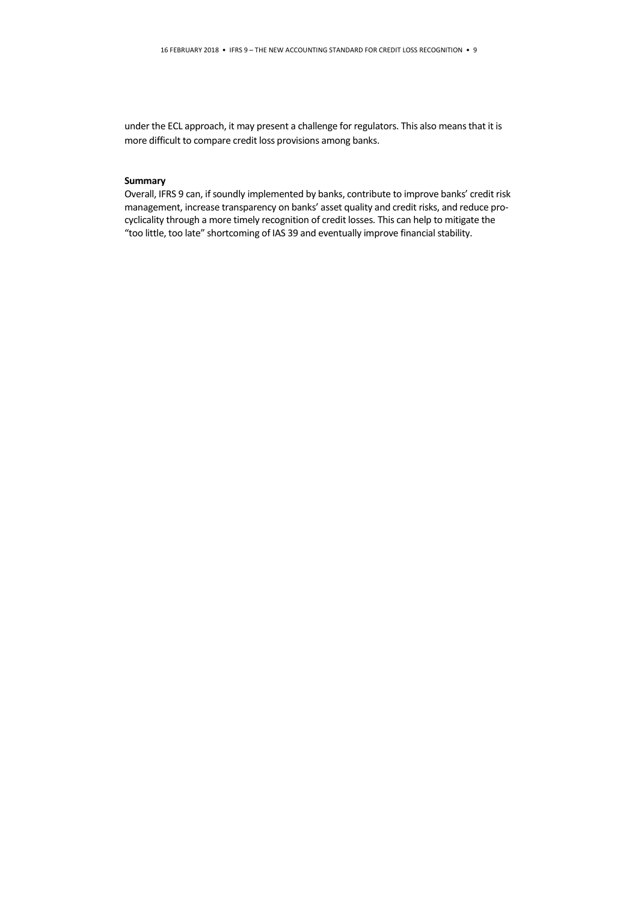under the ECL approach, it may present a challenge for regulators. This also means that it is more difficult to compare credit loss provisions among banks.

**Summary**

Overall, IFRS 9 can, if soundly implemented by banks, contribute to improve banks' credit risk management, increase transparency on banks' asset quality and credit risks, and reduce procyclicality through a more timely recognition of credit losses. This can help to mitigate the "too little, too late" shortcoming of IAS 39 and eventually improve financial stability.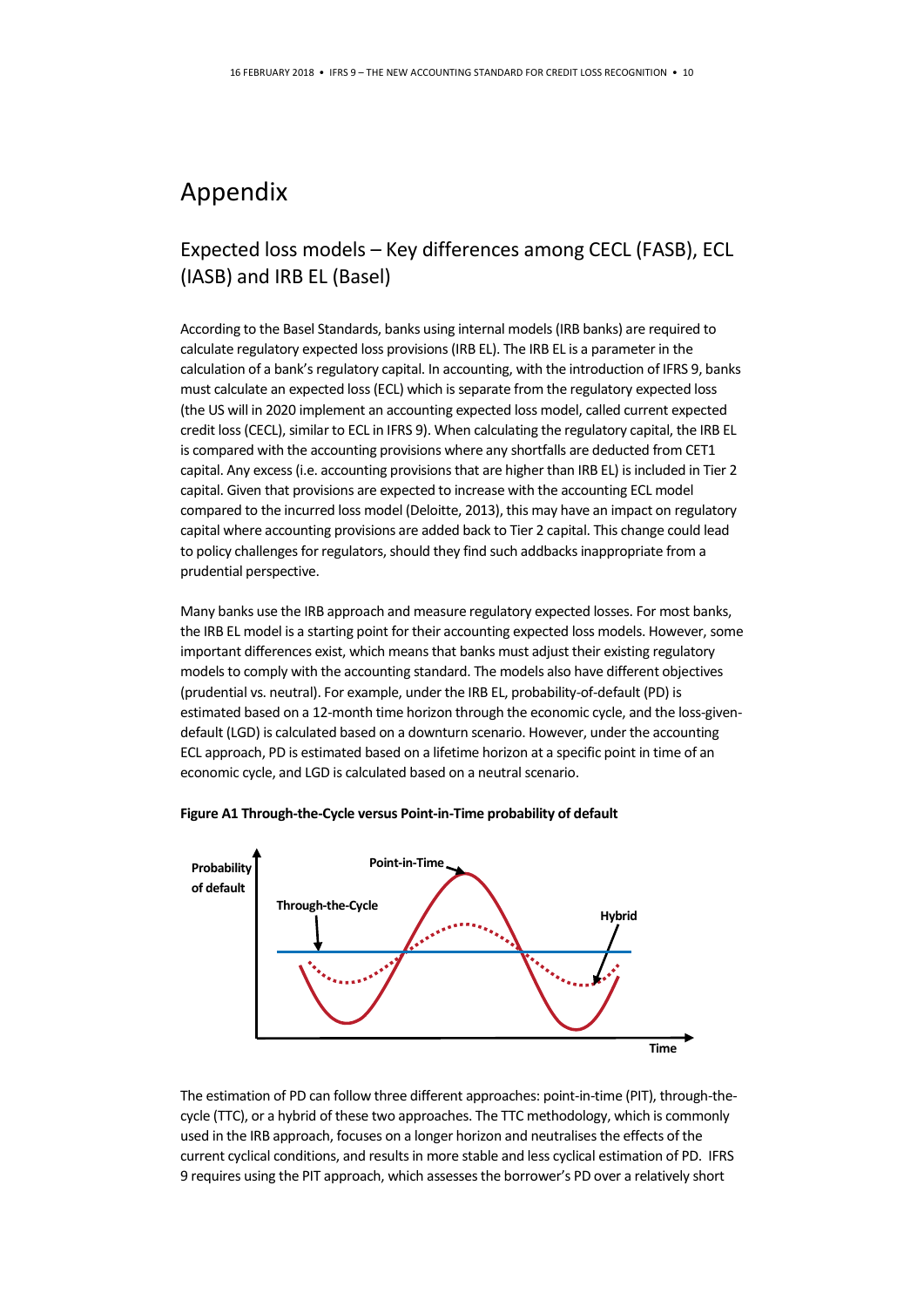# Appendix

## Expected loss models – Key differences among CECL (FASB), ECL (IASB) and IRB EL (Basel)

According to the Basel Standards, banks using internal models (IRB banks) are required to calculate regulatory expected loss provisions (IRB EL). The IRB EL is a parameter in the calculation of a bank's regulatory capital. In accounting, with the introduction of IFRS 9, banks must calculate an expected loss (ECL) which is separate from the regulatory expected loss (the US will in 2020 implement an accounting expected loss model, called current expected credit loss (CECL), similar to ECL in IFRS 9). When calculating the regulatory capital, the IRB EL is compared with the accounting provisions where any shortfalls are deducted from CET1 capital. Any excess (i.e. accounting provisions that are higher than IRB EL) is included in Tier 2 capital. Given that provisions are expected to increase with the accounting ECL model compared to the incurred loss model (Deloitte, 2013), this may have an impact on regulatory capital where accounting provisions are added back to Tier 2 capital. This change could lead to policy challenges for regulators, should they find such addbacks inappropriate from a prudential perspective.

Many banks use the IRB approach and measure regulatory expected losses. For most banks, the IRB EL model is a starting point for their accounting expected loss models. However, some important differences exist, which means that banks must adjust their existing regulatory models to comply with the accounting standard. The models also have different objectives (prudential vs. neutral). For example, under the IRB EL, probability-of-default (PD) is estimated based on a 12-month time horizon through the economic cycle, and the loss-given-default (LGD) is calculated based on a downturn scenario. However, under the accounting ECL approach, PD is estimated based on a lifetime horizon at a specific point in time of an economic cycle, and LGD is calculated based on a neutral scenario.

**Figure A1 Through-the-Cycle versus Point-in-Time probability of default**

The estimation of PD can follow three different approaches: point-in-time (PIT), through-the-cycle (TTC), or a hybrid of these two approaches. The TTC methodology, which is commonly used in the IRB approach, focuses on a longer horizon and neutralises the effects of the current cyclical conditions, and results in more stable and less cyclical estimation of PD. IFRS 9 requires using the PIT approach, which assesses the borrower's PD over a relatively short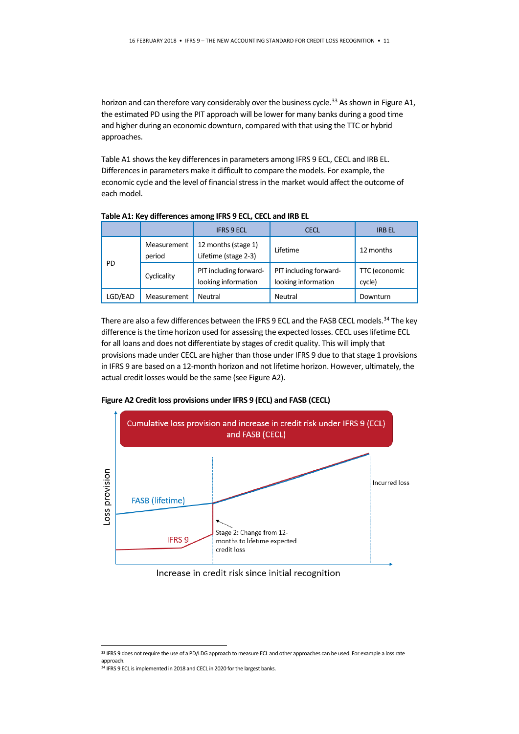horizon and can therefore vary considerably over the business cycle.[33] As shown in Figure A1, the estimated PD using the PIT approach will be lower for many banks during a good time and higher during an economic downturn, compared with that using the TTC or hybrid approaches.

Table A1 shows the key differences in parameters among IFRS 9 ECL, CECL and IRB EL. Differences in parameters make it difficult to compare the models. For example, the economic cycle and the level of financial stress in the market would affect the outcome of each model.

**Table A1: Key differences among IFRS 9 ECL, CECL and IRB EL**

| | | IFRS 9 ECL | CECL | IRB EL |
|---|---|---|---|---|
| PD | Measurement period | 12 months (stage 1) Lifetime (stage 2-3) | Lifetime | 12 months |
| | Cyclicality | PIT including forward-looking information | PIT including forward-looking information | TTC (economic cycle) |
| LGD/EAD | Measurement | Neutral | Neutral | Downturn |

There are also a few differences between the IFRS 9 ECL and the FASB CECL models.[34] The key difference is the time horizon used for assessing the expected losses. CECL uses lifetime ECL for all loans and does not differentiate by stages of credit quality. This will imply that provisions made under CECL are higher than those under IFRS 9 due to that stage 1 provisions in IFRS 9 are based on a 12-month horizon and not lifetime horizon. However, ultimately, the actual credit losses would be the same (see Figure A2).

**Figure A2 Credit loss provisions under IFRS 9 (ECL) and FASB (CECL)**

Cumulative loss provision and increase in credit risk under IFRS 9 (ECL) and FASB (CECL)

Loss provision

FASB (lifetime)

IFRS 9

Stage 2: Change from 12-months to lifetime expected credit loss

Incurred loss

Increase in credit risk since initial recognition

---

[33] IFRS 9 does not require the use of a PD/LDG approach to measure ECL and other approaches can be used. For example a loss rate approach.

[34] IFRS 9 ECL is implemented in 2018 and CECL in 2020 for the largest banks.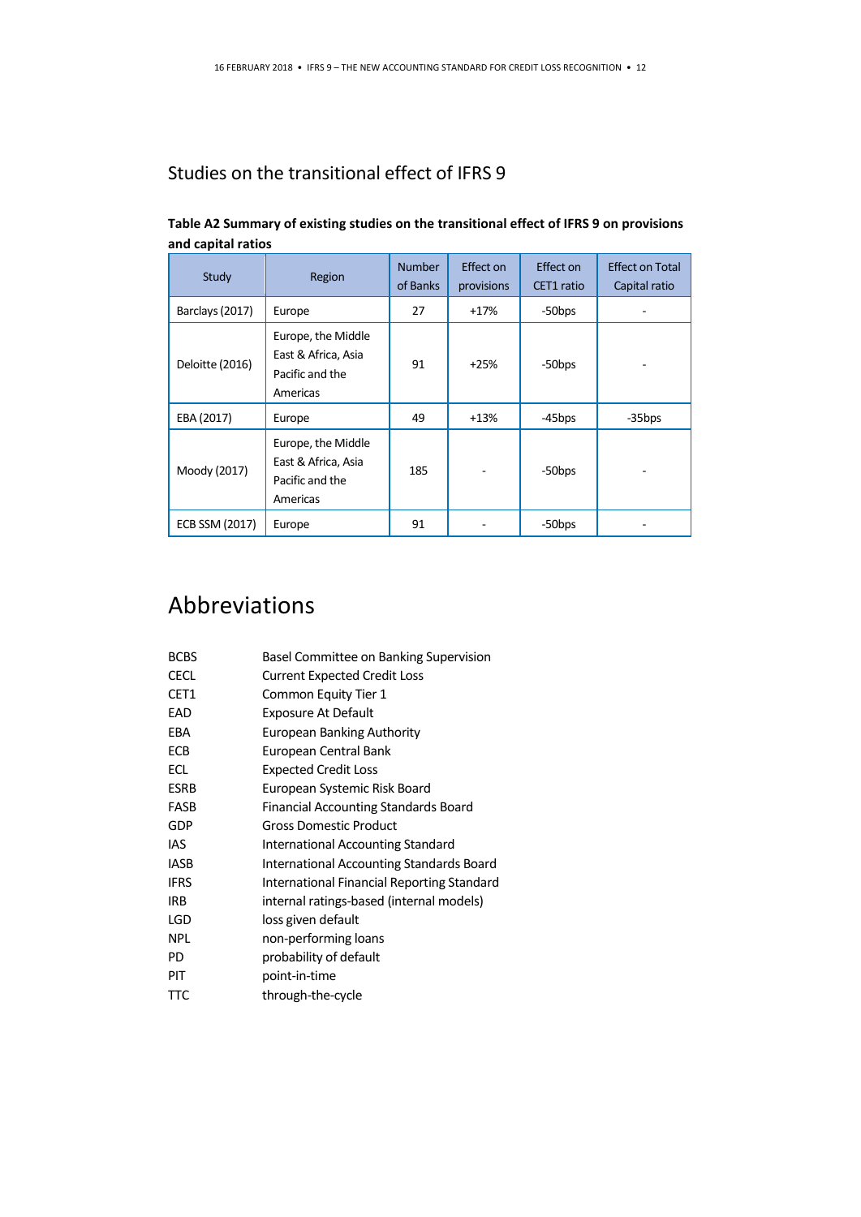## Studies on the transitional effect of IFRS 9

**Table A2 Summary of existing studies on the transitional effect of IFRS 9 on provisions and capital ratios**

| Study | Region | Number of Banks | Effect on provisions | Effect on CET1 ratio | Effect on Total Capital ratio |
|---|---|---|---|---|---|
| Barclays (2017) | Europe | 27 | +17% | -50bps | - |
| Deloitte (2016) | Europe, the Middle East & Africa, Asia Pacific and the Americas | 91 | +25% | -50bps | - |
| EBA (2017) | Europe | 49 | +13% | -45bps | -35bps |
| Moody (2017) | Europe, the Middle East & Africa, Asia Pacific and the Americas | 185 | - | -50bps | - |
| ECB SSM (2017) | Europe | 91 | - | -50bps | - |

# Abbreviations

| | |
|---|---|
| BCBS | Basel Committee on Banking Supervision |
| CECL | Current Expected Credit Loss |
| CET1 | Common Equity Tier 1 |
| EAD | Exposure At Default |
| EBA | European Banking Authority |
| ECB | European Central Bank |
| ECL | Expected Credit Loss |
| ESRB | European Systemic Risk Board |
| FASB | Financial Accounting Standards Board |
| GDP | Gross Domestic Product |
| IAS | International Accounting Standard |
| IASB | International Accounting Standards Board |
| IFRS | International Financial Reporting Standard |
| IRB | internal ratings-based (internal models) |
| LGD | loss given default |
| NPL | non-performing loans |
| PD | probability of default |
| PIT | point-in-time |
| TTC | through-the-cycle |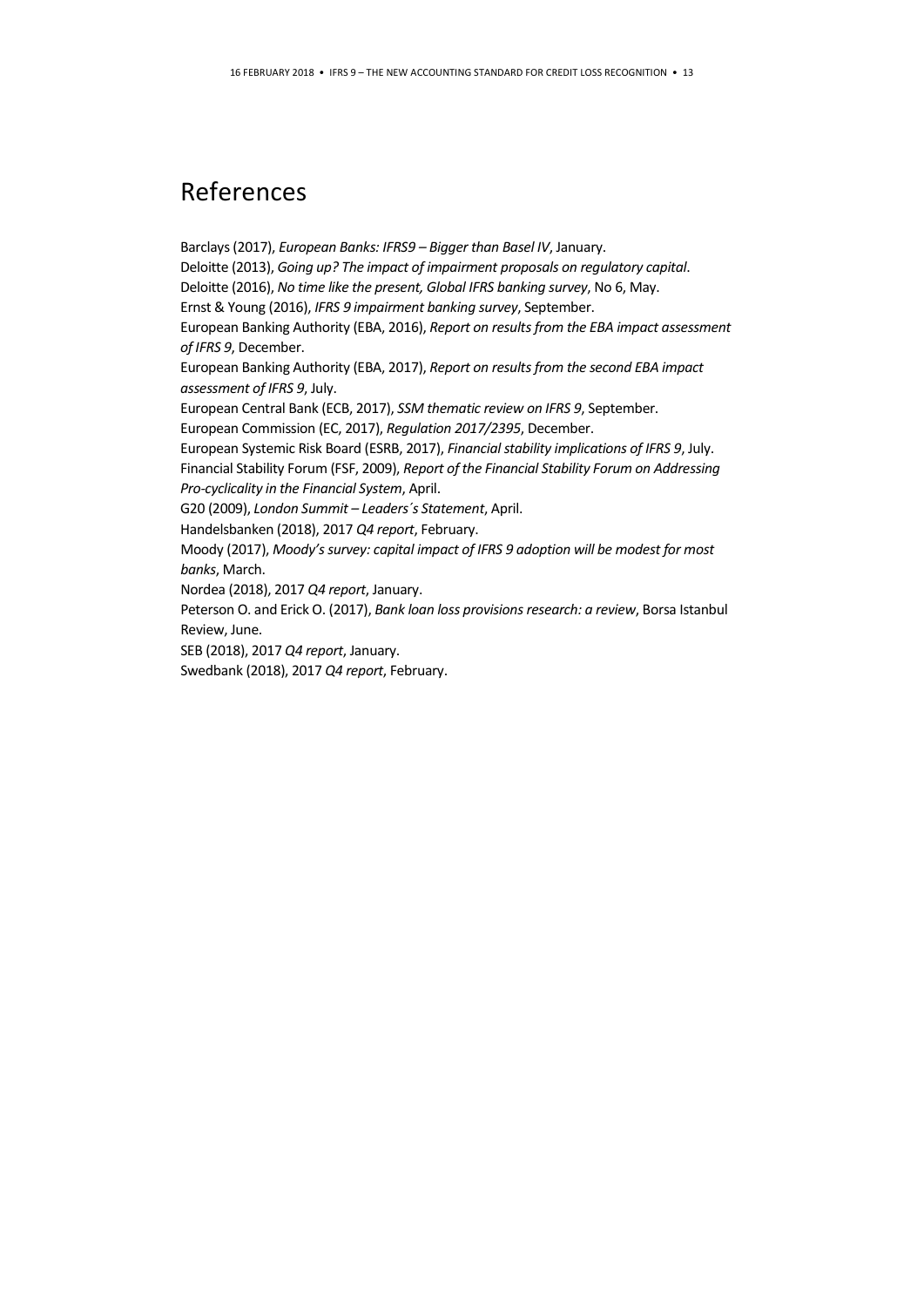# References

Barclays (2017), *European Banks: IFRS9 – Bigger than Basel IV*, January.

Deloitte (2013), *Going up? The impact of impairment proposals on regulatory capital*.

Deloitte (2016), *No time like the present, Global IFRS banking survey*, No 6, May.

Ernst & Young (2016), *IFRS 9 impairment banking survey*, September.

European Banking Authority (EBA, 2016), *Report on results from the EBA impact assessment of IFRS 9*, December.

European Banking Authority (EBA, 2017), *Report on results from the second EBA impact assessment of IFRS 9*, July.

European Central Bank (ECB, 2017), *SSM thematic review on IFRS 9*, September.

European Commission (EC, 2017), *Regulation 2017/2395*, December.

European Systemic Risk Board (ESRB, 2017), *Financial stability implications of IFRS 9*, July.

Financial Stability Forum (FSF, 2009), *Report of the Financial Stability Forum on Addressing Pro-cyclicality in the Financial System*, April.

G20 (2009), *London Summit – Leaders´s Statement*, April.

Handelsbanken (2018), 2017 *Q4 report*, February.

Moody (2017), *Moody's survey: capital impact of IFRS 9 adoption will be modest for most banks*, March.

Nordea (2018), 2017 *Q4 report*, January.

Peterson O. and Erick O. (2017), *Bank loan loss provisions research: a review*, Borsa Istanbul Review, June.

SEB (2018), 2017 *Q4 report*, January.

Swedbank (2018), 2017 *Q4 report*, February.